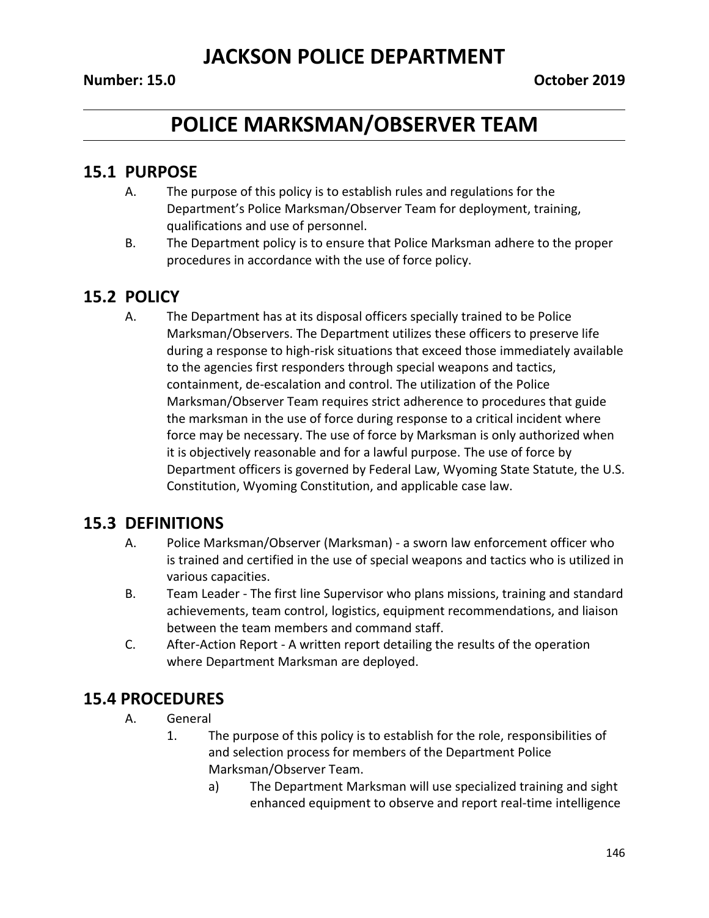# JACKSON POLICE DEPARTMENT

**Number: 15.0** **October 2019**

# POLICE MARKSMAN/OBSERVER TEAM

## 15.1 PURPOSE

A. The purpose of this policy is to establish rules and regulations for the Department's Police Marksman/Observer Team for deployment, training, qualifications and use of personnel.

B. The Department policy is to ensure that Police Marksman adhere to the proper procedures in accordance with the use of force policy.

## 15.2 POLICY

A. The Department has at its disposal officers specially trained to be Police Marksman/Observers. The Department utilizes these officers to preserve life during a response to high-risk situations that exceed those immediately available to the agencies first responders through special weapons and tactics, containment, de-escalation and control. The utilization of the Police Marksman/Observer Team requires strict adherence to procedures that guide the marksman in the use of force during response to a critical incident where force may be necessary. The use of force by Marksman is only authorized when it is objectively reasonable and for a lawful purpose. The use of force by Department officers is governed by Federal Law, Wyoming State Statute, the U.S. Constitution, Wyoming Constitution, and applicable case law.

## 15.3 DEFINITIONS

A. Police Marksman/Observer (Marksman) - a sworn law enforcement officer who is trained and certified in the use of special weapons and tactics who is utilized in various capacities.

B. Team Leader - The first line Supervisor who plans missions, training and standard achievements, team control, logistics, equipment recommendations, and liaison between the team members and command staff.

C. After-Action Report - A written report detailing the results of the operation where Department Marksman are deployed.

## 15.4 PROCEDURES

A. General

1. The purpose of this policy is to establish for the role, responsibilities of and selection process for members of the Department Police Marksman/Observer Team.

   a) The Department Marksman will use specialized training and sight enhanced equipment to observe and report real-time intelligence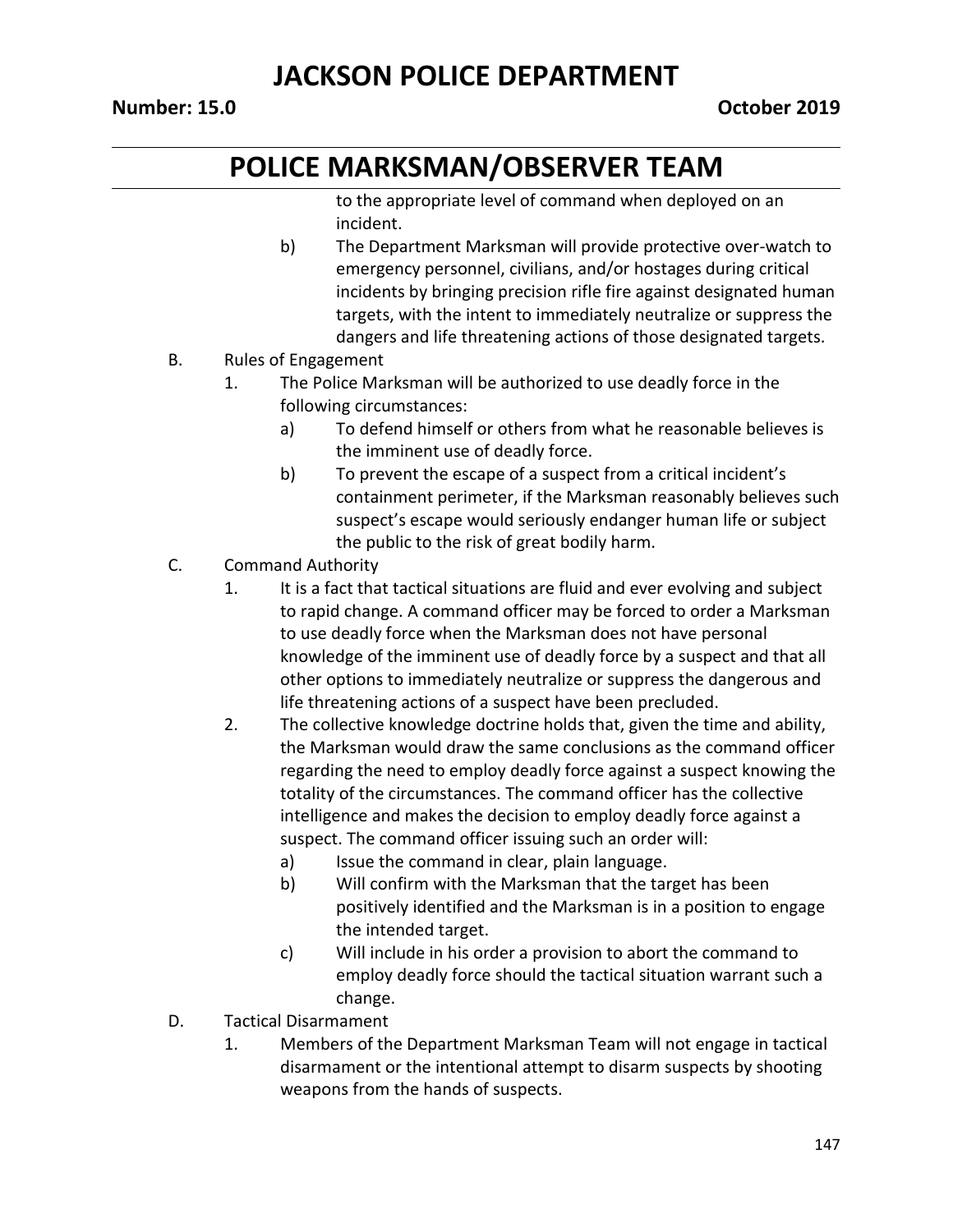to the appropriate level of command when deployed on an incident.

   b) The Department Marksman will provide protective over-watch to emergency personnel, civilians, and/or hostages during critical incidents by bringing precision rifle fire against designated human targets, with the intent to immediately neutralize or suppress the dangers and life threatening actions of those designated targets.

B. Rules of Engagement

   1. The Police Marksman will be authorized to use deadly force in the following circumstances:

      a) To defend himself or others from what he reasonable believes is the imminent use of deadly force.

      b) To prevent the escape of a suspect from a critical incident's containment perimeter, if the Marksman reasonably believes such suspect's escape would seriously endanger human life or subject the public to the risk of great bodily harm.

C. Command Authority

   1. It is a fact that tactical situations are fluid and ever evolving and subject to rapid change. A command officer may be forced to order a Marksman to use deadly force when the Marksman does not have personal knowledge of the imminent use of deadly force by a suspect and that all other options to immediately neutralize or suppress the dangerous and life threatening actions of a suspect have been precluded.

   2. The collective knowledge doctrine holds that, given the time and ability, the Marksman would draw the same conclusions as the command officer regarding the need to employ deadly force against a suspect knowing the totality of the circumstances. The command officer has the collective intelligence and makes the decision to employ deadly force against a suspect. The command officer issuing such an order will:

      a) Issue the command in clear, plain language.

      b) Will confirm with the Marksman that the target has been positively identified and the Marksman is in a position to engage the intended target.

      c) Will include in his order a provision to abort the command to employ deadly force should the tactical situation warrant such a change.

D. Tactical Disarmament

   1. Members of the Department Marksman Team will not engage in tactical disarmament or the intentional attempt to disarm suspects by shooting weapons from the hands of suspects.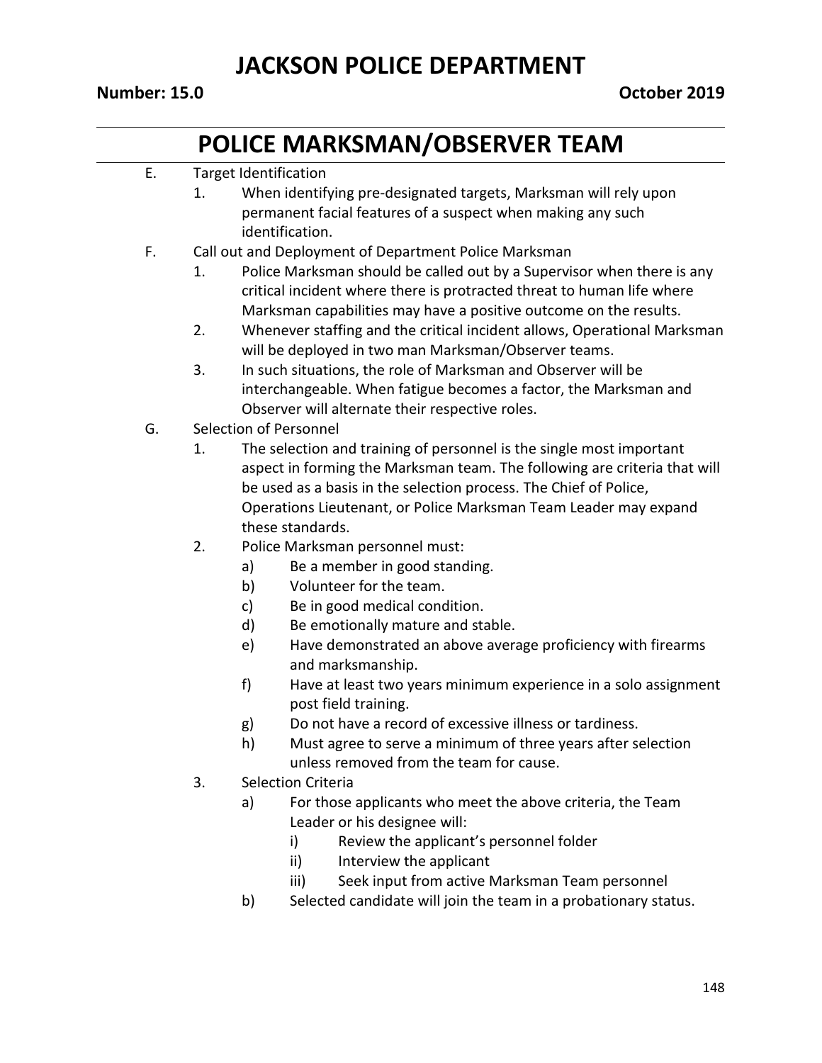E. Target Identification

1. When identifying pre-designated targets, Marksman will rely upon permanent facial features of a suspect when making any such identification.

F. Call out and Deployment of Department Police Marksman

1. Police Marksman should be called out by a Supervisor when there is any critical incident where there is protracted threat to human life where Marksman capabilities may have a positive outcome on the results.
2. Whenever staffing and the critical incident allows, Operational Marksman will be deployed in two man Marksman/Observer teams.
3. In such situations, the role of Marksman and Observer will be interchangeable. When fatigue becomes a factor, the Marksman and Observer will alternate their respective roles.

G. Selection of Personnel

1. The selection and training of personnel is the single most important aspect in forming the Marksman team. The following are criteria that will be used as a basis in the selection process. The Chief of Police, Operations Lieutenant, or Police Marksman Team Leader may expand these standards.
2. Police Marksman personnel must:
   - a) Be a member in good standing.
   - b) Volunteer for the team.
   - c) Be in good medical condition.
   - d) Be emotionally mature and stable.
   - e) Have demonstrated an above average proficiency with firearms and marksmanship.
   - f) Have at least two years minimum experience in a solo assignment post field training.
   - g) Do not have a record of excessive illness or tardiness.
   - h) Must agree to serve a minimum of three years after selection unless removed from the team for cause.
3. Selection Criteria
   - a) For those applicants who meet the above criteria, the Team Leader or his designee will:
     - i) Review the applicant's personnel folder
     - ii) Interview the applicant
     - iii) Seek input from active Marksman Team personnel
   - b) Selected candidate will join the team in a probationary status.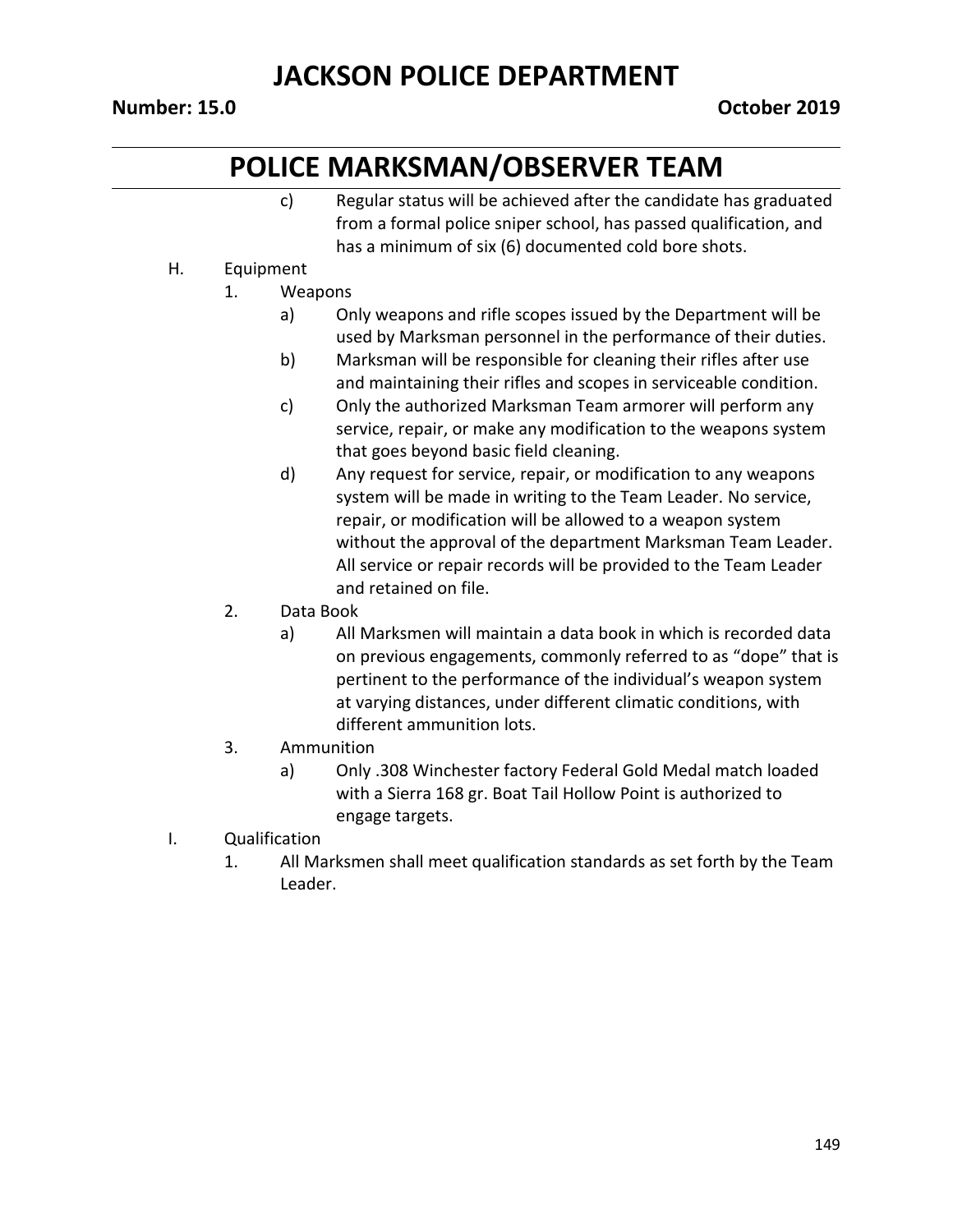c) Regular status will be achieved after the candidate has graduated from a formal police sniper school, has passed qualification, and has a minimum of six (6) documented cold bore shots.

H. Equipment

1. Weapons
   a) Only weapons and rifle scopes issued by the Department will be used by Marksman personnel in the performance of their duties.
   b) Marksman will be responsible for cleaning their rifles after use and maintaining their rifles and scopes in serviceable condition.
   c) Only the authorized Marksman Team armorer will perform any service, repair, or make any modification to the weapons system that goes beyond basic field cleaning.
   d) Any request for service, repair, or modification to any weapons system will be made in writing to the Team Leader. No service, repair, or modification will be allowed to a weapon system without the approval of the department Marksman Team Leader. All service or repair records will be provided to the Team Leader and retained on file.
2. Data Book
   a) All Marksmen will maintain a data book in which is recorded data on previous engagements, commonly referred to as "dope" that is pertinent to the performance of the individual's weapon system at varying distances, under different climatic conditions, with different ammunition lots.
3. Ammunition
   a) Only .308 Winchester factory Federal Gold Medal match loaded with a Sierra 168 gr. Boat Tail Hollow Point is authorized to engage targets.

I. Qualification

1. All Marksmen shall meet qualification standards as set forth by the Team Leader.